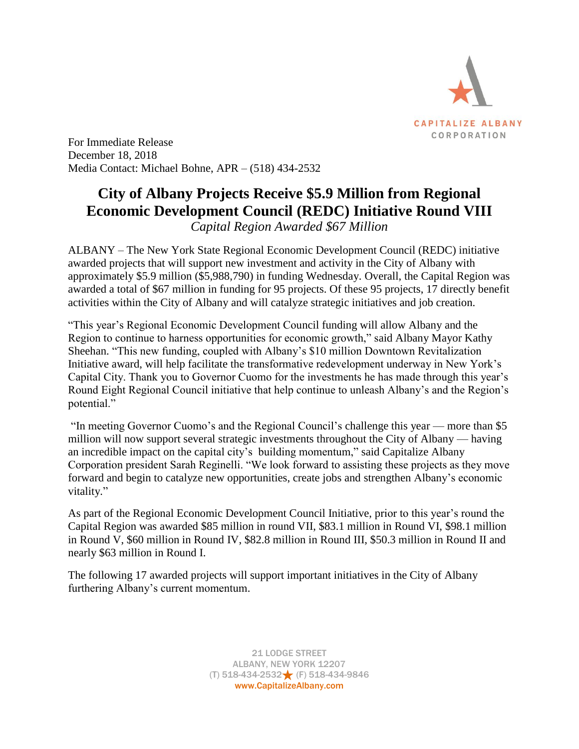CAPITALIZE ALBANY CORPORATION

For Immediate Release
December 18, 2018
Media Contact: Michael Bohne, APR – (518) 434-2532

# City of Albany Projects Receive $5.9 Million from Regional Economic Development Council (REDC) Initiative Round VIII

*Capital Region Awarded $67 Million*

ALBANY – The New York State Regional Economic Development Council (REDC) initiative awarded projects that will support new investment and activity in the City of Albany with approximately $5.9 million ($5,988,790) in funding Wednesday. Overall, the Capital Region was awarded a total of $67 million in funding for 95 projects. Of these 95 projects, 17 directly benefit activities within the City of Albany and will catalyze strategic initiatives and job creation.

"This year's Regional Economic Development Council funding will allow Albany and the Region to continue to harness opportunities for economic growth," said Albany Mayor Kathy Sheehan. "This new funding, coupled with Albany's $10 million Downtown Revitalization Initiative award, will help facilitate the transformative redevelopment underway in New York's Capital City. Thank you to Governor Cuomo for the investments he has made through this year's Round Eight Regional Council initiative that help continue to unleash Albany's and the Region's potential."

"In meeting Governor Cuomo's and the Regional Council's challenge this year — more than $5 million will now support several strategic investments throughout the City of Albany — having an incredible impact on the capital city's building momentum," said Capitalize Albany Corporation president Sarah Reginelli. "We look forward to assisting these projects as they move forward and begin to catalyze new opportunities, create jobs and strengthen Albany's economic vitality."

As part of the Regional Economic Development Council Initiative, prior to this year's round the Capital Region was awarded $85 million in round VII, $83.1 million in Round VI, $98.1 million in Round V, $60 million in Round IV, $82.8 million in Round III, $50.3 million in Round II and nearly $63 million in Round I.

The following 17 awarded projects will support important initiatives in the City of Albany furthering Albany's current momentum.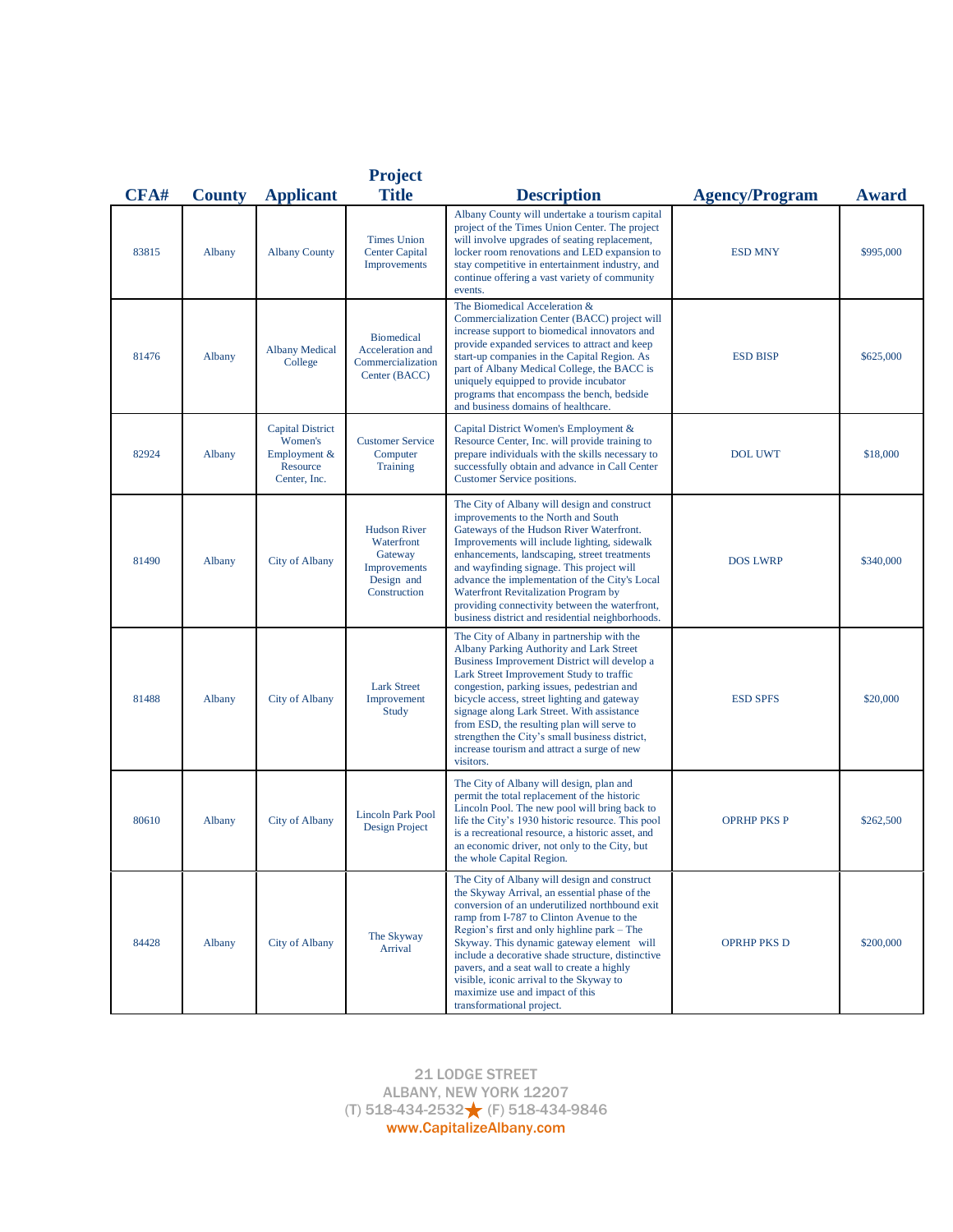| CFA# | County | Applicant | Project Title | Description | Agency/Program | Award |
|---|---|---|---|---|---|---|
| 83815 | Albany | Albany County | Times Union Center Capital Improvements | Albany County will undertake a tourism capital project of the Times Union Center. The project will involve upgrades of seating replacement, locker room renovations and LED expansion to stay competitive in entertainment industry, and continue offering a vast variety of community events. | ESD MNY | $995,000 |
| 81476 | Albany | Albany Medical College | Biomedical Acceleration and Commercialization Center (BACC) | The Biomedical Acceleration & Commercialization Center (BACC) project will increase support to biomedical innovators and provide expanded services to attract and keep start-up companies in the Capital Region. As part of Albany Medical College, the BACC is uniquely equipped to provide incubator programs that encompass the bench, bedside and business domains of healthcare. | ESD BISP | $625,000 |
| 82924 | Albany | Capital District Women's Employment & Resource Center, Inc. | Customer Service Computer Training | Capital District Women's Employment & Resource Center, Inc. will provide training to prepare individuals with the skills necessary to successfully obtain and advance in Call Center Customer Service positions. | DOL UWT | $18,000 |
| 81490 | Albany | City of Albany | Hudson River Waterfront Gateway Improvements Design and Construction | The City of Albany will design and construct improvements to the North and South Gateways of the Hudson River Waterfront. Improvements will include lighting, sidewalk enhancements, landscaping, street treatments and wayfinding signage. This project will advance the implementation of the City's Local Waterfront Revitalization Program by providing connectivity between the waterfront, business district and residential neighborhoods. | DOS LWRP | $340,000 |
| 81488 | Albany | City of Albany | Lark Street Improvement Study | The City of Albany in partnership with the Albany Parking Authority and Lark Street Business Improvement District will develop a Lark Street Improvement Study to traffic congestion, parking issues, pedestrian and bicycle access, street lighting and gateway signage along Lark Street. With assistance from ESD, the resulting plan will serve to strengthen the City's small business district, increase tourism and attract a surge of new visitors. | ESD SPFS | $20,000 |
| 80610 | Albany | City of Albany | Lincoln Park Pool Design Project | The City of Albany will design, plan and permit the total replacement of the historic Lincoln Pool. The new pool will bring back to life the City's 1930 historic resource. This pool is a recreational resource, a historic asset, and an economic driver, not only to the City, but the whole Capital Region. | OPRHP PKS P | $262,500 |
| 84428 | Albany | City of Albany | The Skyway Arrival | The City of Albany will design and construct the Skyway Arrival, an essential phase of the conversion of an underutilized northbound exit ramp from I-787 to Clinton Avenue to the Region's first and only highline park – The Skyway. This dynamic gateway element will include a decorative shade structure, distinctive pavers, and a seat wall to create a highly visible, iconic arrival to the Skyway to maximize use and impact of this transformational project. | OPRHP PKS D | $200,000 |

21 LODGE STREET
ALBANY, NEW YORK 12207
(T) 518-434-2532 ★ (F) 518-434-9846
www.CapitalizeAlbany.com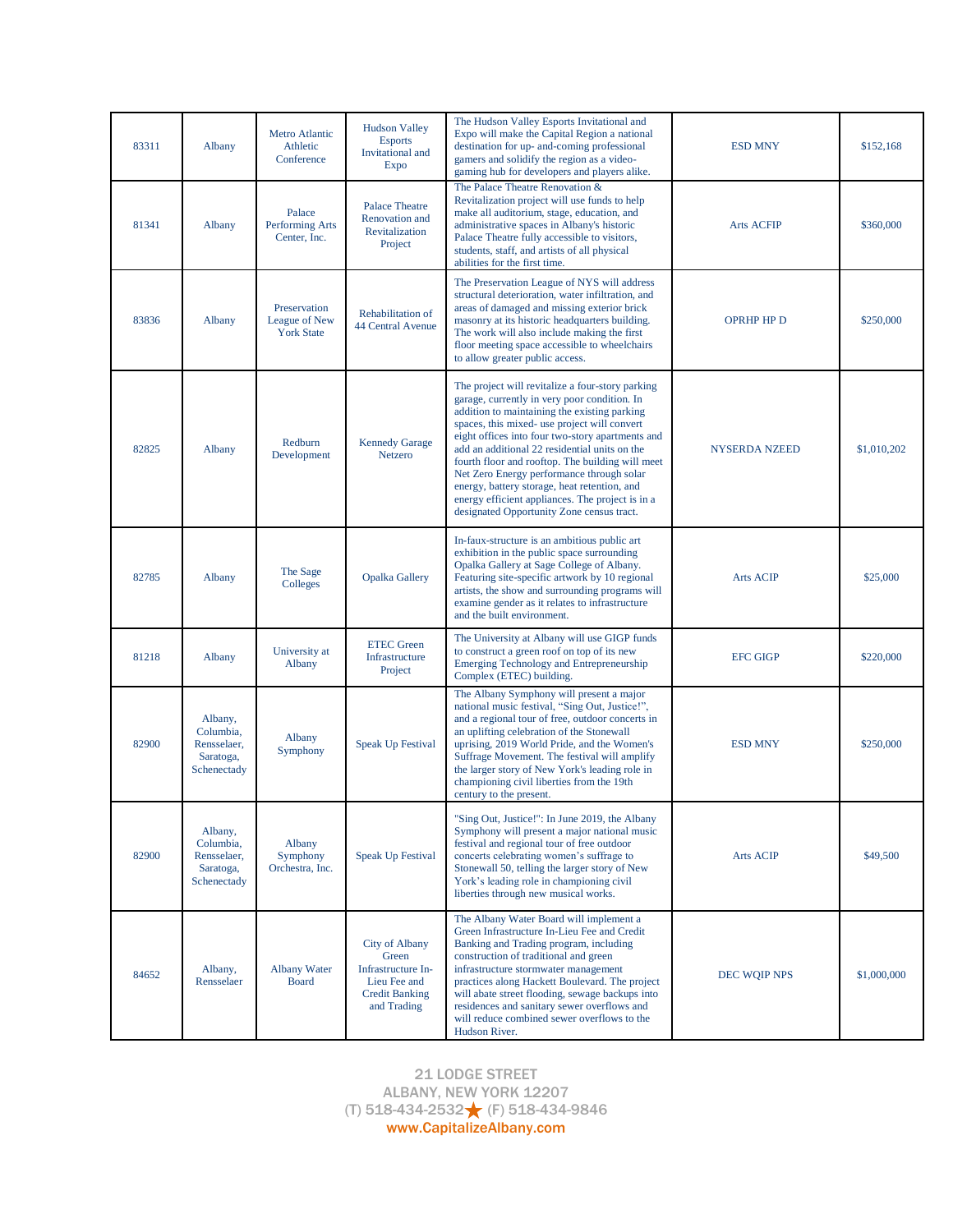| | | | | | | |
|---|---|---|---|---|---|---|
| 83311 | Albany | Metro Atlantic Athletic Conference | Hudson Valley Esports Invitational and Expo | The Hudson Valley Esports Invitational and Expo will make the Capital Region a national destination for up- and-coming professional gamers and solidify the region as a video-gaming hub for developers and players alike. | ESD MNY | $152,168 |
| 81341 | Albany | Palace Performing Arts Center, Inc. | Palace Theatre Renovation and Revitalization Project | The Palace Theatre Renovation & Revitalization project will use funds to help make all auditorium, stage, education, and administrative spaces in Albany's historic Palace Theatre fully accessible to visitors, students, staff, and artists of all physical abilities for the first time. | Arts ACFIP | $360,000 |
| 83836 | Albany | Preservation League of New York State | Rehabilitation of 44 Central Avenue | The Preservation League of NYS will address structural deterioration, water infiltration, and areas of damaged and missing exterior brick masonry at its historic headquarters building. The work will also include making the first floor meeting space accessible to wheelchairs to allow greater public access. | OPRHP HP D | $250,000 |
| 82825 | Albany | Redburn Development | Kennedy Garage Netzero | The project will revitalize a four-story parking garage, currently in very poor condition. In addition to maintaining the existing parking spaces, this mixed- use project will convert eight offices into four two-story apartments and add an additional 22 residential units on the fourth floor and rooftop. The building will meet Net Zero Energy performance through solar energy, battery storage, heat retention, and energy efficient appliances. The project is in a designated Opportunity Zone census tract. | NYSERDA NZEED | $1,010,202 |
| 82785 | Albany | The Sage Colleges | Opalka Gallery | In-faux-structure is an ambitious public art exhibition in the public space surrounding Opalka Gallery at Sage College of Albany. Featuring site-specific artwork by 10 regional artists, the show and surrounding programs will examine gender as it relates to infrastructure and the built environment. | Arts ACIP | $25,000 |
| 81218 | Albany | University at Albany | ETEC Green Infrastructure Project | The University at Albany will use GIGP funds to construct a green roof on top of its new Emerging Technology and Entrepreneurship Complex (ETEC) building. | EFC GIGP | $220,000 |
| 82900 | Albany, Columbia, Rensselaer, Saratoga, Schenectady | Albany Symphony | Speak Up Festival | The Albany Symphony will present a major national music festival, “Sing Out, Justice!”, and a regional tour of free, outdoor concerts in an uplifting celebration of the Stonewall uprising, 2019 World Pride, and the Women's Suffrage Movement. The festival will amplify the larger story of New York's leading role in championing civil liberties from the 19th century to the present. | ESD MNY | $250,000 |
| 82900 | Albany, Columbia, Rensselaer, Saratoga, Schenectady | Albany Symphony Orchestra, Inc. | Speak Up Festival | "Sing Out, Justice!": In June 2019, the Albany Symphony will present a major national music festival and regional tour of free outdoor concerts celebrating women’s suffrage to Stonewall 50, telling the larger story of New York’s leading role in championing civil liberties through new musical works. | Arts ACIP | $49,500 |
| 84652 | Albany, Rensselaer | Albany Water Board | City of Albany Green Infrastructure In-Lieu Fee and Credit Banking and Trading | The Albany Water Board will implement a Green Infrastructure In-Lieu Fee and Credit Banking and Trading program, including construction of traditional and green infrastructure stormwater management practices along Hackett Boulevard. The project will abate street flooding, sewage backups into residences and sanitary sewer overflows and will reduce combined sewer overflows to the Hudson River. | DEC WQIP NPS | $1,000,000 |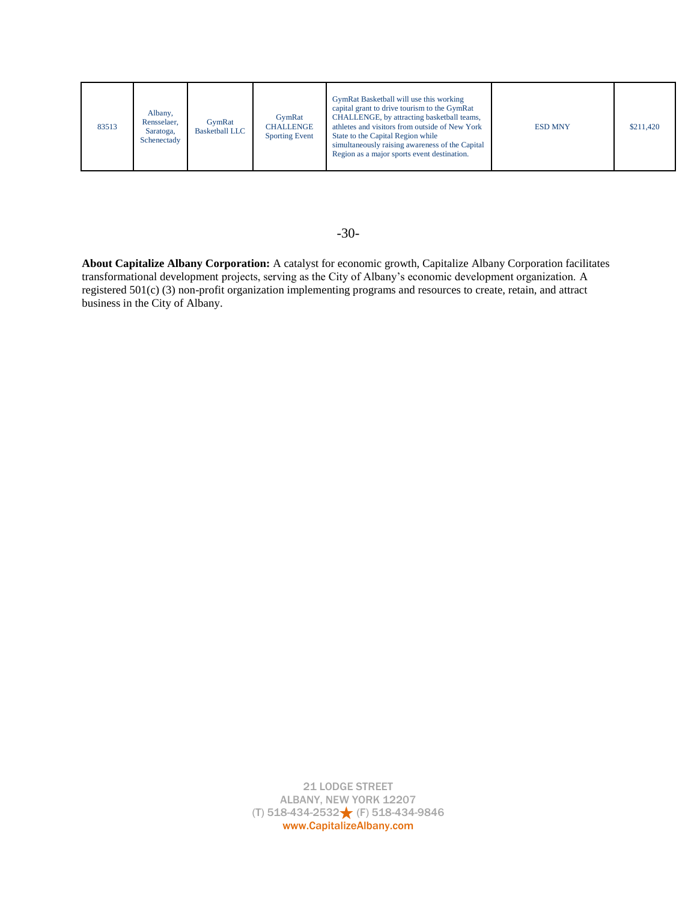| | | | | | | |
|---|---|---|---|---|---|---|
| 83513 | Albany, Rensselaer, Saratoga, Schenectady | GymRat Basketball LLC | GymRat CHALLENGE Sporting Event | GymRat Basketball will use this working capital grant to drive tourism to the GymRat CHALLENGE, by attracting basketball teams, athletes and visitors from outside of New York State to the Capital Region while simultaneously raising awareness of the Capital Region as a major sports event destination. | ESD MNY | $211,420 |

-30-

**About Capitalize Albany Corporation:** A catalyst for economic growth, Capitalize Albany Corporation facilitates transformational development projects, serving as the City of Albany's economic development organization. A registered 501(c) (3) non-profit organization implementing programs and resources to create, retain, and attract business in the City of Albany.

21 LODGE STREET
ALBANY, NEW YORK 12207
(T) 518-434-2532 ★ (F) 518-434-9846
www.CapitalizeAlbany.com